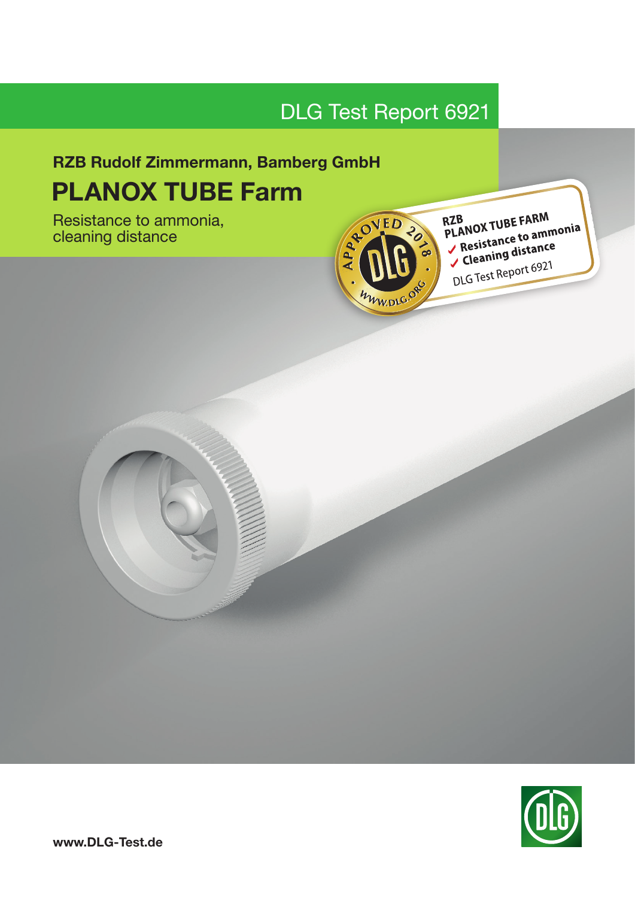DLG Test Report 6921

**RZB Rudolf Zimmermann, Bamberg GmbH**

# PLANOX TUBE Farm

Resistance to ammonia,
cleaning distance

APPROVED 2018 · DLG · WWW.DLG.ORG

RZB
PLANOX TUBE FARM
✓ Resistance to ammonia
✓ Cleaning distance
DLG Test Report 6921

**www.DLG-Test.de**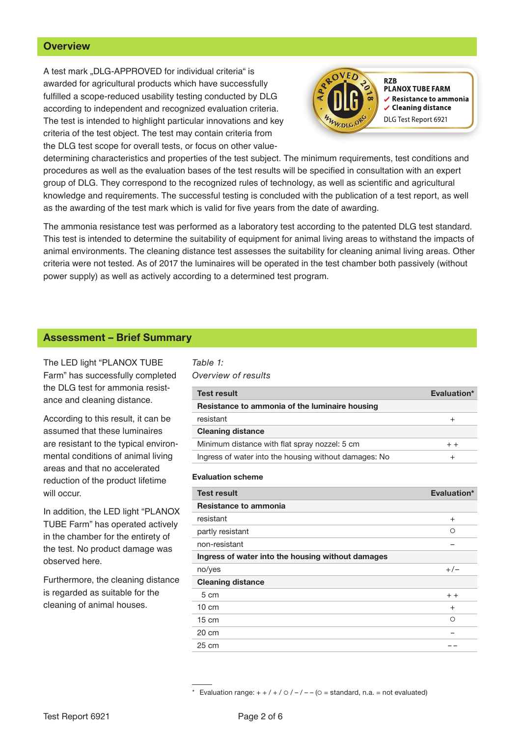## Overview

A test mark „DLG-APPROVED for individual criteria" is awarded for agricultural products which have successfully fulfilled a scope-reduced usability testing conducted by DLG according to independent and recognized evaluation criteria. The test is intended to highlight particular innovations and key criteria of the test object. The test may contain criteria from the DLG test scope for overall tests, or focus on other value-determining characteristics and properties of the test subject. The minimum requirements, test conditions and procedures as well as the evaluation bases of the test results will be specified in consultation with an expert group of DLG. They correspond to the recognized rules of technology, as well as scientific and agricultural knowledge and requirements. The successful testing is concluded with the publication of a test report, as well as the awarding of the test mark which is valid for five years from the date of awarding.

RZB
PLANOX TUBE FARM
✔ Resistance to ammonia
✔ Cleaning distance
DLG Test Report 6921

The ammonia resistance test was performed as a laboratory test according to the patented DLG test standard. This test is intended to determine the suitability of equipment for animal living areas to withstand the impacts of animal environments. The cleaning distance test assesses the suitability for cleaning animal living areas. Other criteria were not tested. As of 2017 the luminaires will be operated in the test chamber both passively (without power supply) as well as actively according to a determined test program.

## Assessment – Brief Summary

The LED light "PLANOX TUBE Farm" has successfully completed the DLG test for ammonia resistance and cleaning distance.

According to this result, it can be assumed that these luminaires are resistant to the typical environmental conditions of animal living areas and that no accelerated reduction of the product lifetime will occur.

In addition, the LED light "PLANOX TUBE Farm" has operated actively in the chamber for the entirety of the test. No product damage was observed here.

Furthermore, the cleaning distance is regarded as suitable for the cleaning of animal houses.

*Table 1:*
*Overview of results*

| Test result | Evaluation* |
|---|---|
| **Resistance to ammonia of the luminaire housing** | |
| resistant | + |
| **Cleaning distance** | |
| Minimum distance with flat spray nozzel: 5 cm | + + |
| Ingress of water into the housing without damages: No | + |

**Evaluation scheme**

| Test result | Evaluation* |
|---|---|
| **Resistance to ammonia** | |
| resistant | + |
| partly resistant | ○ |
| non-resistant | – |
| **Ingress of water into the housing without damages** | |
| no/yes | +/– |
| **Cleaning distance** | |
| 5 cm | + + |
| 10 cm | + |
| 15 cm | ○ |
| 20 cm | – |
| 25 cm | – – |

\* Evaluation range: + + / + / ○ / – / – – (○ = standard, n.a. = not evaluated)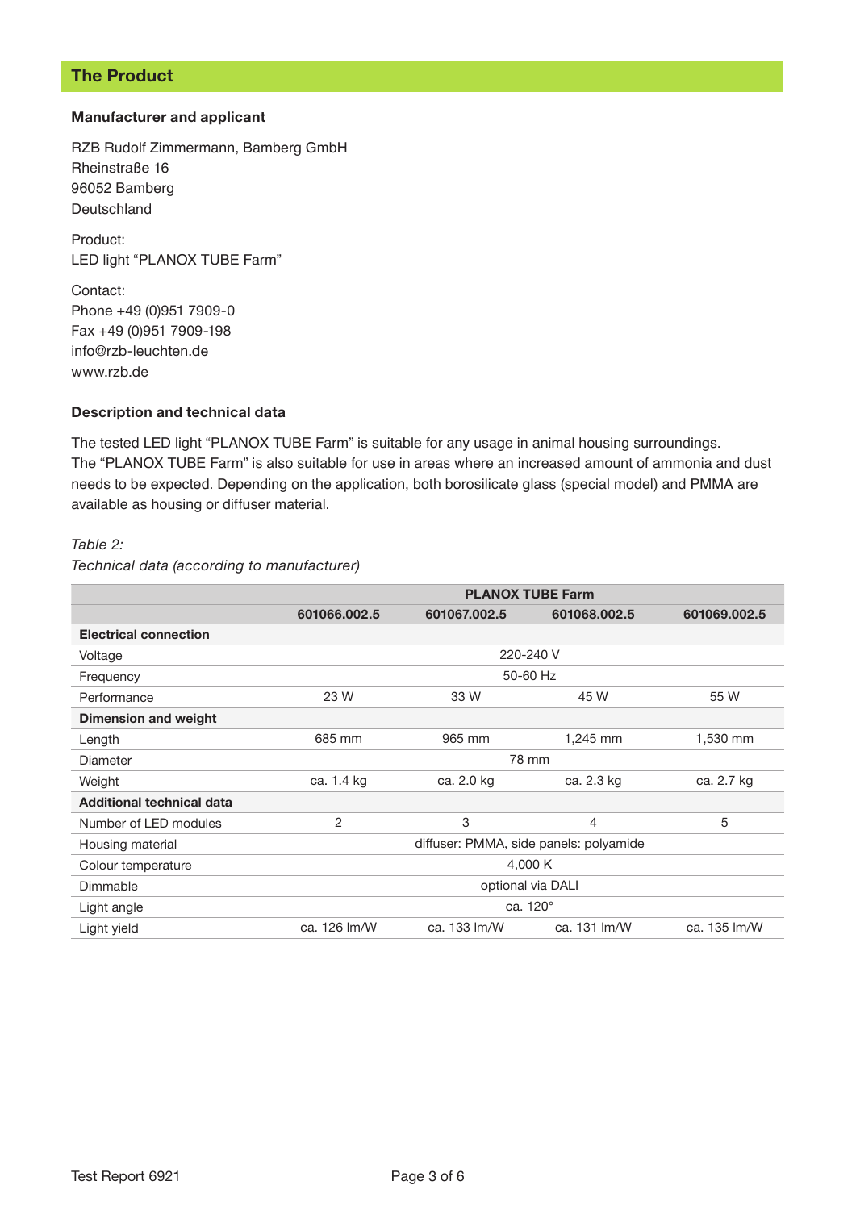## The Product

### Manufacturer and applicant

RZB Rudolf Zimmermann, Bamberg GmbH
Rheinstraße 16
96052 Bamberg
Deutschland

Product:
LED light "PLANOX TUBE Farm"

Contact:
Phone +49 (0)951 7909-0
Fax +49 (0)951 7909-198
info@rzb-leuchten.de
www.rzb.de

### Description and technical data

The tested LED light "PLANOX TUBE Farm" is suitable for any usage in animal housing surroundings.
The "PLANOX TUBE Farm" is also suitable for use in areas where an increased amount of ammonia and dust needs to be expected. Depending on the application, both borosilicate glass (special model) and PMMA are available as housing or diffuser material.

*Table 2:*
*Technical data (according to manufacturer)*

| | PLANOX TUBE Farm | | | |
|---|---|---|---|---|
| | **601066.002.5** | **601067.002.5** | **601068.002.5** | **601069.002.5** |
| **Electrical connection** | | | | |
| Voltage | 220-240 V | | | |
| Frequency | 50-60 Hz | | | |
| Performance | 23 W | 33 W | 45 W | 55 W |
| **Dimension and weight** | | | | |
| Length | 685 mm | 965 mm | 1,245 mm | 1,530 mm |
| Diameter | 78 mm | | | |
| Weight | ca. 1.4 kg | ca. 2.0 kg | ca. 2.3 kg | ca. 2.7 kg |
| **Additional technical data** | | | | |
| Number of LED modules | 2 | 3 | 4 | 5 |
| Housing material | diffuser: PMMA, side panels: polyamide | | | |
| Colour temperature | 4,000 K | | | |
| Dimmable | optional via DALI | | | |
| Light angle | ca. 120° | | | |
| Light yield | ca. 126 lm/W | ca. 133 lm/W | ca. 131 lm/W | ca. 135 lm/W |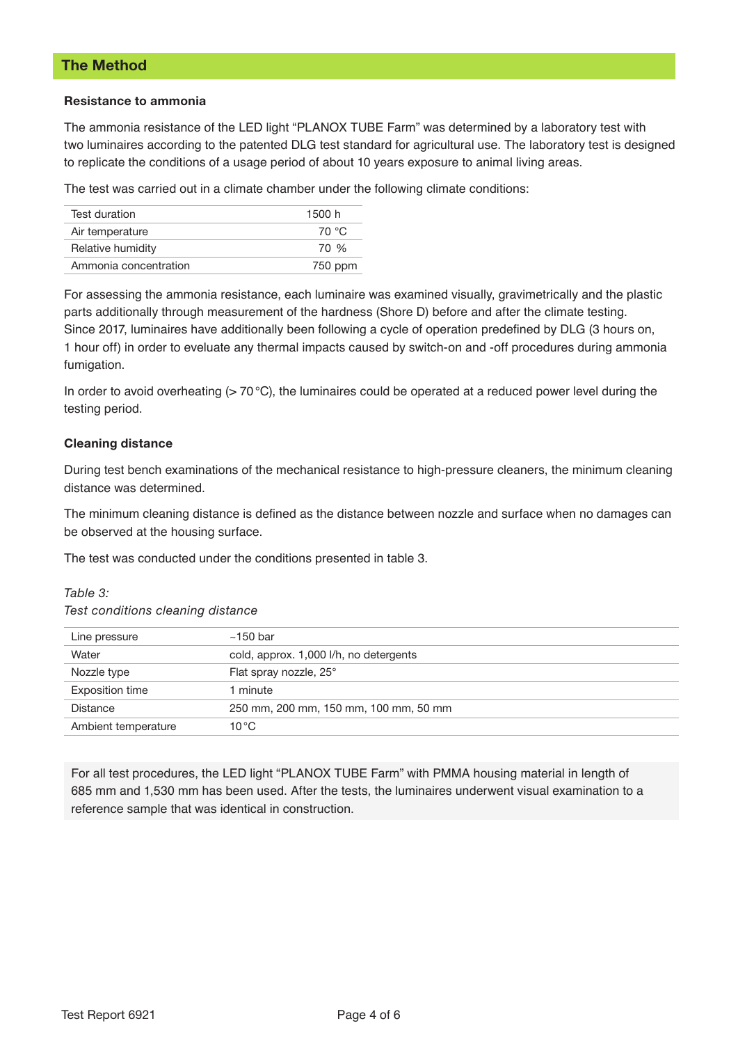## The Method

**Resistance to ammonia**

The ammonia resistance of the LED light "PLANOX TUBE Farm" was determined by a laboratory test with two luminaires according to the patented DLG test standard for agricultural use. The laboratory test is designed to replicate the conditions of a usage period of about 10 years exposure to animal living areas.

The test was carried out in a climate chamber under the following climate conditions:

| | |
|---|---|
| Test duration | 1500 h |
| Air temperature | 70 °C |
| Relative humidity | 70 % |
| Ammonia concentration | 750 ppm |

For assessing the ammonia resistance, each luminaire was examined visually, gravimetrically and the plastic parts additionally through measurement of the hardness (Shore D) before and after the climate testing. Since 2017, luminaires have additionally been following a cycle of operation predefined by DLG (3 hours on, 1 hour off) in order to eveluate any thermal impacts caused by switch-on and -off procedures during ammonia fumigation.

In order to avoid overheating (> 70 °C), the luminaires could be operated at a reduced power level during the testing period.

**Cleaning distance**

During test bench examinations of the mechanical resistance to high-pressure cleaners, the minimum cleaning distance was determined.

The minimum cleaning distance is defined as the distance between nozzle and surface when no damages can be observed at the housing surface.

The test was conducted under the conditions presented in table 3.

*Table 3:*
*Test conditions cleaning distance*

| | |
|---|---|
| Line pressure | ~150 bar |
| Water | cold, approx. 1,000 l/h, no detergents |
| Nozzle type | Flat spray nozzle, 25° |
| Exposition time | 1 minute |
| Distance | 250 mm, 200 mm, 150 mm, 100 mm, 50 mm |
| Ambient temperature | 10 °C |

For all test procedures, the LED light "PLANOX TUBE Farm" with PMMA housing material in length of 685 mm and 1,530 mm has been used. After the tests, the luminaires underwent visual examination to a reference sample that was identical in construction.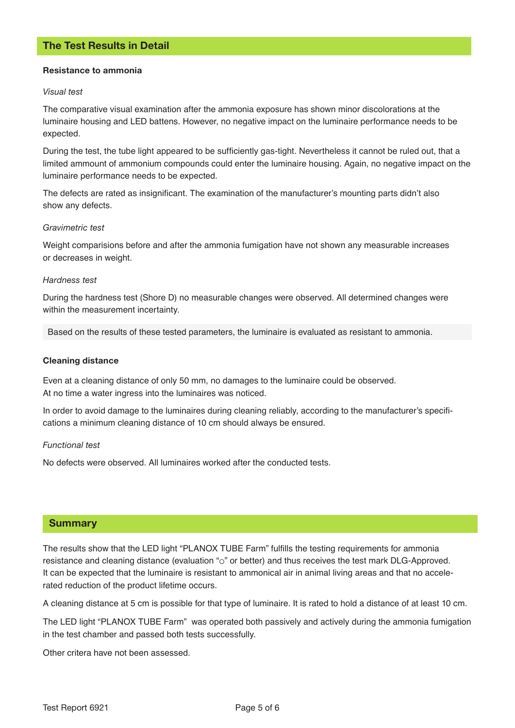## The Test Results in Detail

**Resistance to ammonia**

*Visual test*

The comparative visual examination after the ammonia exposure has shown minor discolorations at the luminaire housing and LED battens. However, no negative impact on the luminaire performance needs to be expected.

During the test, the tube light appeared to be sufficiently gas-tight. Nevertheless it cannot be ruled out, that a limited ammount of ammonium compounds could enter the luminaire housing. Again, no negative impact on the luminaire performance needs to be expected.

The defects are rated as insignificant. The examination of the manufacturer's mounting parts didn't also show any defects.

*Gravimetric test*

Weight comparisions before and after the ammonia fumigation have not shown any measurable increases or decreases in weight.

*Hardness test*

During the hardness test (Shore D) no measurable changes were observed. All determined changes were within the measurement incertainty.

Based on the results of these tested parameters, the luminaire is evaluated as resistant to ammonia.

**Cleaning distance**

Even at a cleaning distance of only 50 mm, no damages to the luminaire could be observed.
At no time a water ingress into the luminaires was noticed.

In order to avoid damage to the luminaires during cleaning reliably, according to the manufacturer's specifications a minimum cleaning distance of 10 cm should always be ensured.

*Functional test*

No defects were observed. All luminaires worked after the conducted tests.

## Summary

The results show that the LED light "PLANOX TUBE Farm" fulfills the testing requirements for ammonia resistance and cleaning distance (evaluation "○" or better) and thus receives the test mark DLG-Approved. It can be expected that the luminaire is resistant to ammonical air in animal living areas and that no accelerated reduction of the product lifetime occurs.

A cleaning distance at 5 cm is possible for that type of luminaire. It is rated to hold a distance of at least 10 cm.

The LED light "PLANOX TUBE Farm" was operated both passively and actively during the ammonia fumigation in the test chamber and passed both tests successfully.

Other critera have not been assessed.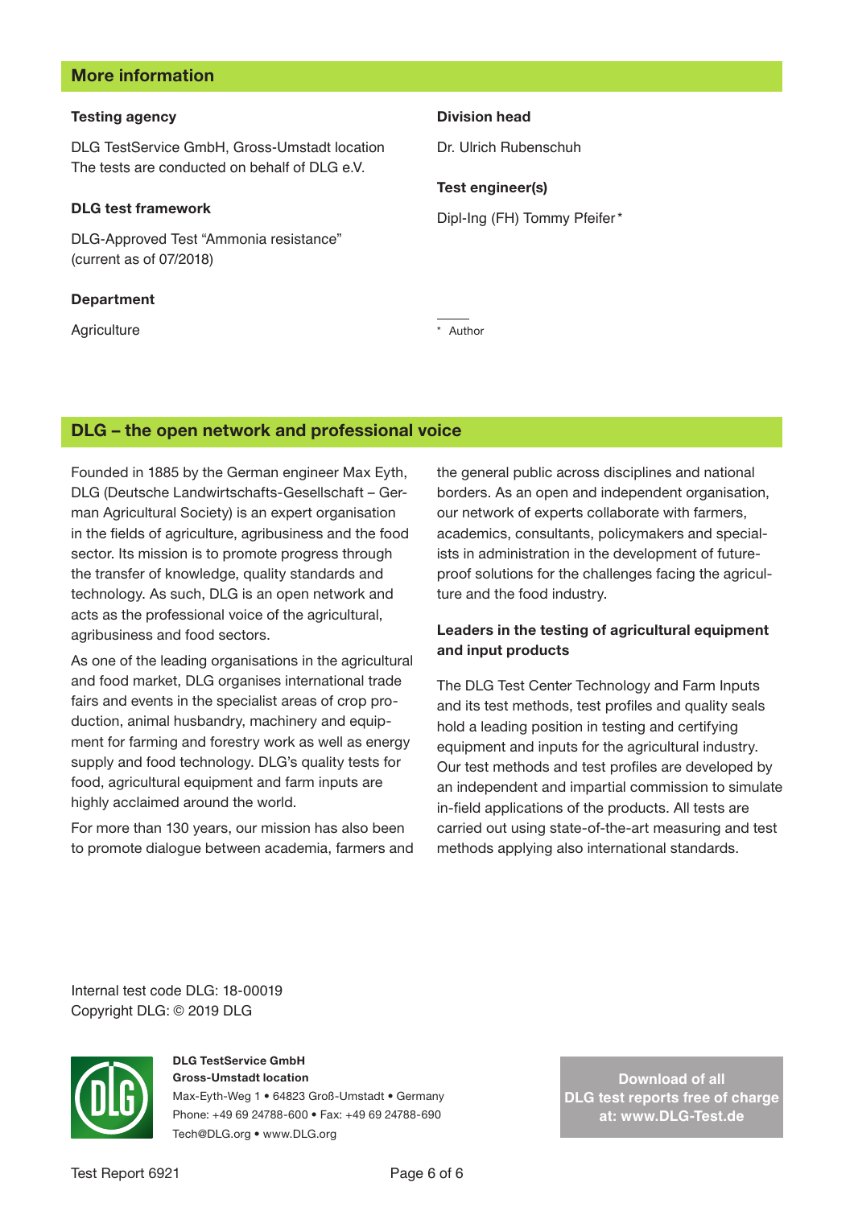## More information

**Testing agency**

DLG TestService GmbH, Gross-Umstadt location
The tests are conducted on behalf of DLG e.V.

**DLG test framework**

DLG-Approved Test “Ammonia resistance”
(current as of 07/2018)

**Department**

Agriculture

**Division head**

Dr. Ulrich Rubenschuh

**Test engineer(s)**

Dipl-Ing (FH) Tommy Pfeifer*

* Author

## DLG – the open network and professional voice

Founded in 1885 by the German engineer Max Eyth, DLG (Deutsche Landwirtschafts-Gesellschaft – German Agricultural Society) is an expert organisation in the fields of agriculture, agribusiness and the food sector. Its mission is to promote progress through the transfer of knowledge, quality standards and technology. As such, DLG is an open network and acts as the professional voice of the agricultural, agribusiness and food sectors.

As one of the leading organisations in the agricultural and food market, DLG organises international trade fairs and events in the specialist areas of crop production, animal husbandry, machinery and equipment for farming and forestry work as well as energy supply and food technology. DLG’s quality tests for food, agricultural equipment and farm inputs are highly acclaimed around the world.

For more than 130 years, our mission has also been to promote dialogue between academia, farmers and the general public across disciplines and national borders. As an open and independent organisation, our network of experts collaborate with farmers, academics, consultants, policymakers and specialists in administration in the development of future-proof solutions for the challenges facing the agriculture and the food industry.

### Leaders in the testing of agricultural equipment and input products

The DLG Test Center Technology and Farm Inputs and its test methods, test profiles and quality seals hold a leading position in testing and certifying equipment and inputs for the agricultural industry. Our test methods and test profiles are developed by an independent and impartial commission to simulate in-field applications of the products. All tests are carried out using state-of-the-art measuring and test methods applying also international standards.

Internal test code DLG: 18-00019
Copyright DLG: © 2019 DLG

**DLG TestService GmbH**
**Gross-Umstadt location**
Max-Eyth-Weg 1 • 64823 Groß-Umstadt • Germany
Phone: +49 69 24788-600 • Fax: +49 69 24788-690
Tech@DLG.org • www.DLG.org

**Download of all DLG test reports free of charge at: www.DLG-Test.de**

Test Report 6921